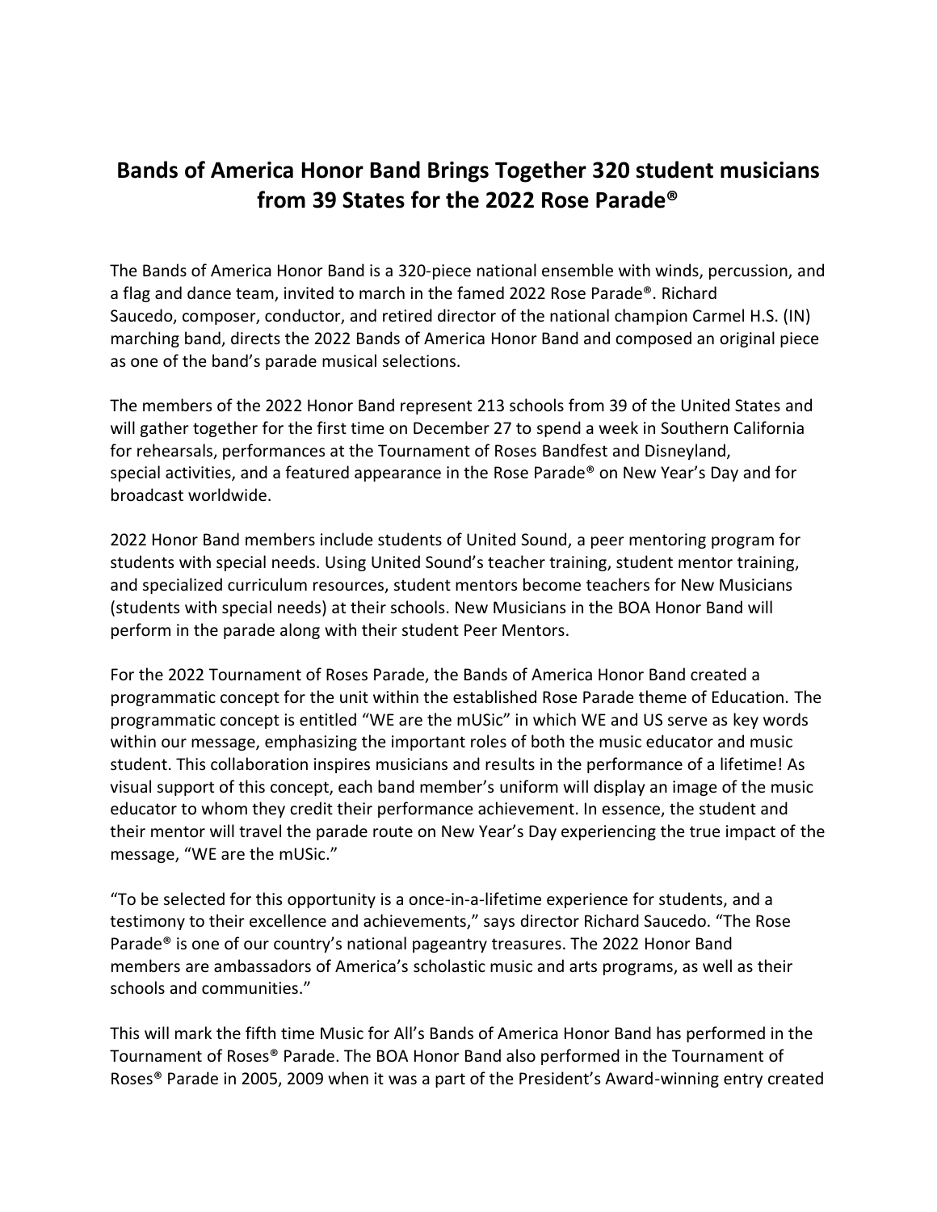# Bands of America Honor Band Brings Together 320 student musicians from 39 States for the 2022 Rose Parade®

The Bands of America Honor Band is a 320-piece national ensemble with winds, percussion, and a flag and dance team, invited to march in the famed 2022 Rose Parade®. Richard Saucedo, composer, conductor, and retired director of the national champion Carmel H.S. (IN) marching band, directs the 2022 Bands of America Honor Band and composed an original piece as one of the band's parade musical selections.

The members of the 2022 Honor Band represent 213 schools from 39 of the United States and will gather together for the first time on December 27 to spend a week in Southern California for rehearsals, performances at the Tournament of Roses Bandfest and Disneyland, special activities, and a featured appearance in the Rose Parade® on New Year's Day and for broadcast worldwide.

2022 Honor Band members include students of United Sound, a peer mentoring program for students with special needs. Using United Sound's teacher training, student mentor training, and specialized curriculum resources, student mentors become teachers for New Musicians (students with special needs) at their schools. New Musicians in the BOA Honor Band will perform in the parade along with their student Peer Mentors.

For the 2022 Tournament of Roses Parade, the Bands of America Honor Band created a programmatic concept for the unit within the established Rose Parade theme of Education. The programmatic concept is entitled "WE are the mUSic" in which WE and US serve as key words within our message, emphasizing the important roles of both the music educator and music student. This collaboration inspires musicians and results in the performance of a lifetime! As visual support of this concept, each band member's uniform will display an image of the music educator to whom they credit their performance achievement. In essence, the student and their mentor will travel the parade route on New Year's Day experiencing the true impact of the message, "WE are the mUSic."

"To be selected for this opportunity is a once-in-a-lifetime experience for students, and a testimony to their excellence and achievements," says director Richard Saucedo. "The Rose Parade® is one of our country's national pageantry treasures. The 2022 Honor Band members are ambassadors of America's scholastic music and arts programs, as well as their schools and communities."

This will mark the fifth time Music for All's Bands of America Honor Band has performed in the Tournament of Roses® Parade. The BOA Honor Band also performed in the Tournament of Roses® Parade in 2005, 2009 when it was a part of the President's Award-winning entry created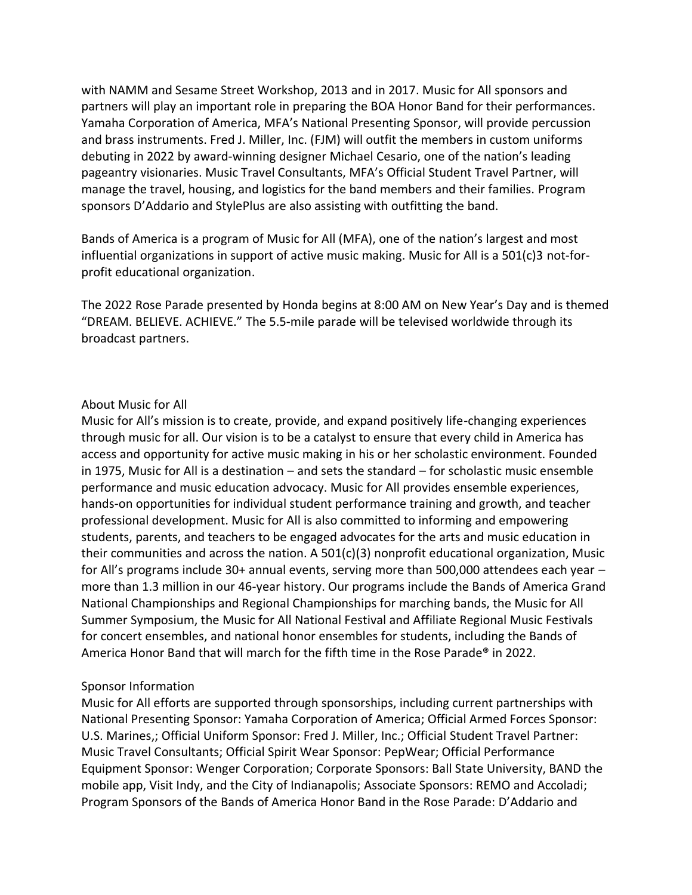with NAMM and Sesame Street Workshop, 2013 and in 2017. Music for All sponsors and partners will play an important role in preparing the BOA Honor Band for their performances. Yamaha Corporation of America, MFA's National Presenting Sponsor, will provide percussion and brass instruments. Fred J. Miller, Inc. (FJM) will outfit the members in custom uniforms debuting in 2022 by award-winning designer Michael Cesario, one of the nation's leading pageantry visionaries. Music Travel Consultants, MFA's Official Student Travel Partner, will manage the travel, housing, and logistics for the band members and their families. Program sponsors D'Addario and StylePlus are also assisting with outfitting the band.

Bands of America is a program of Music for All (MFA), one of the nation's largest and most influential organizations in support of active music making. Music for All is a 501(c)3 not-for-profit educational organization.

The 2022 Rose Parade presented by Honda begins at 8:00 AM on New Year's Day and is themed "DREAM. BELIEVE. ACHIEVE." The 5.5-mile parade will be televised worldwide through its broadcast partners.

## About Music for All

Music for All's mission is to create, provide, and expand positively life-changing experiences through music for all. Our vision is to be a catalyst to ensure that every child in America has access and opportunity for active music making in his or her scholastic environment. Founded in 1975, Music for All is a destination – and sets the standard – for scholastic music ensemble performance and music education advocacy. Music for All provides ensemble experiences, hands-on opportunities for individual student performance training and growth, and teacher professional development. Music for All is also committed to informing and empowering students, parents, and teachers to be engaged advocates for the arts and music education in their communities and across the nation. A 501(c)(3) nonprofit educational organization, Music for All's programs include 30+ annual events, serving more than 500,000 attendees each year – more than 1.3 million in our 46-year history. Our programs include the Bands of America Grand National Championships and Regional Championships for marching bands, the Music for All Summer Symposium, the Music for All National Festival and Affiliate Regional Music Festivals for concert ensembles, and national honor ensembles for students, including the Bands of America Honor Band that will march for the fifth time in the Rose Parade® in 2022.

## Sponsor Information

Music for All efforts are supported through sponsorships, including current partnerships with National Presenting Sponsor: Yamaha Corporation of America; Official Armed Forces Sponsor: U.S. Marines,; Official Uniform Sponsor: Fred J. Miller, Inc.; Official Student Travel Partner: Music Travel Consultants; Official Spirit Wear Sponsor: PepWear; Official Performance Equipment Sponsor: Wenger Corporation; Corporate Sponsors: Ball State University, BAND the mobile app, Visit Indy, and the City of Indianapolis; Associate Sponsors: REMO and Accoladi; Program Sponsors of the Bands of America Honor Band in the Rose Parade: D'Addario and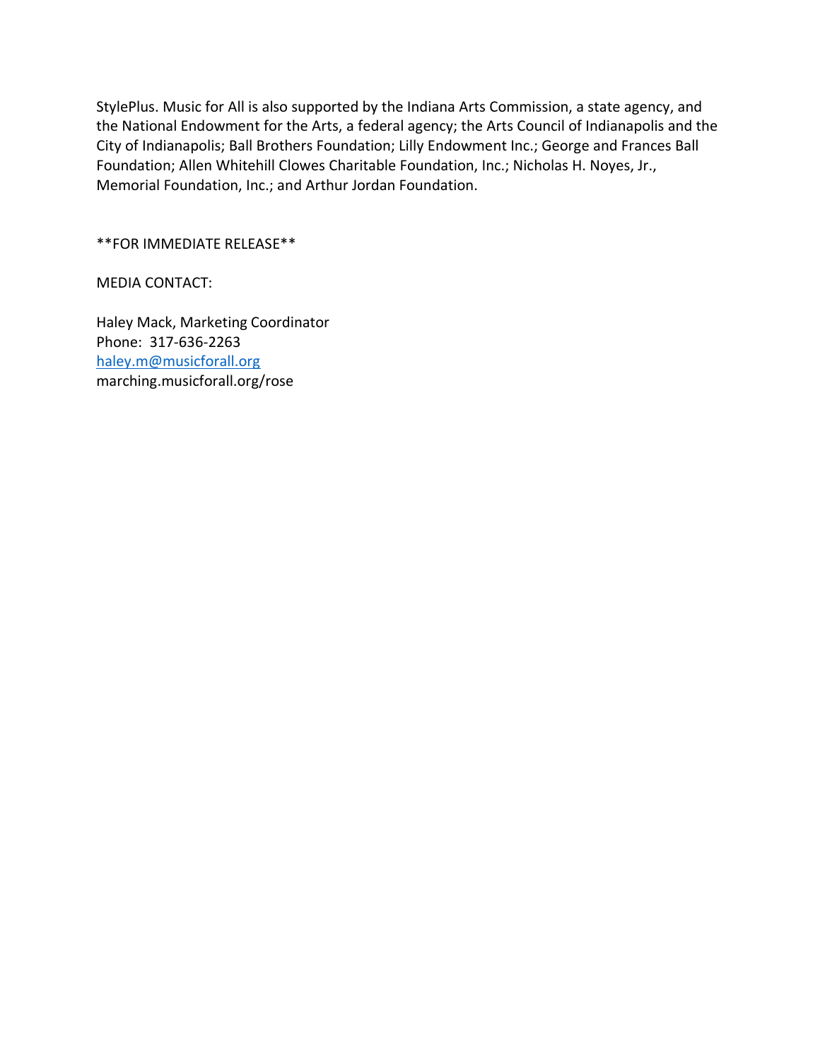StylePlus. Music for All is also supported by the Indiana Arts Commission, a state agency, and the National Endowment for the Arts, a federal agency; the Arts Council of Indianapolis and the City of Indianapolis; Ball Brothers Foundation; Lilly Endowment Inc.; George and Frances Ball Foundation; Allen Whitehill Clowes Charitable Foundation, Inc.; Nicholas H. Noyes, Jr., Memorial Foundation, Inc.; and Arthur Jordan Foundation.

**FOR IMMEDIATE RELEASE**

MEDIA CONTACT:

Haley Mack, Marketing Coordinator
Phone: 317-636-2263
haley.m@musicforall.org
marching.musicforall.org/rose